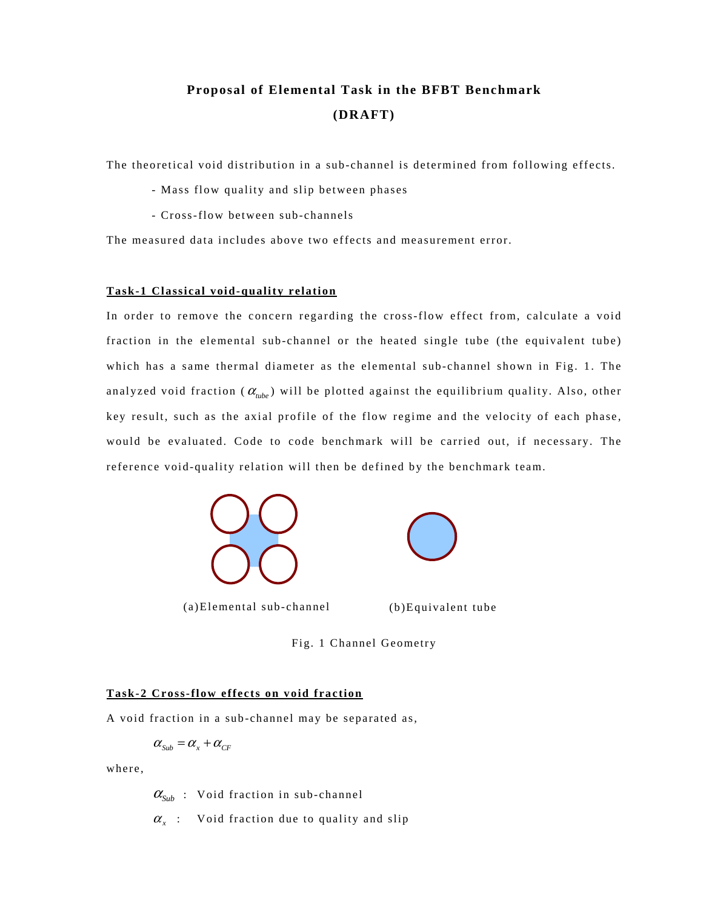# Proposal of Elemental Task in the BFBT Benchmark

## (DRAFT)

The theoretical void distribution in a sub-channel is determined from following effects.

- Mass flow quality and slip between phases
- Cross-flow between sub-channels

The measured data includes above two effects and measurement error.

### Task-1 Classical void-quality relation

In order to remove the concern regarding the cross-flow effect from, calculate a void fraction in the elemental sub-channel or the heated single tube (the equivalent tube) which has a same thermal diameter as the elemental sub-channel shown in Fig. 1. The analyzed void fraction ($\alpha_{tube}$) will be plotted against the equilibrium quality. Also, other key result, such as the axial profile of the flow regime and the velocity of each phase, would be evaluated. Code to code benchmark will be carried out, if necessary. The reference void-quality relation will then be defined by the benchmark team.

(a)Elemental sub-channel (b)Equivalent tube

Fig. 1 Channel Geometry

### Task-2 Cross-flow effects on void fraction

A void fraction in a sub-channel may be separated as,

$$\alpha_{Sub} = \alpha_x + \alpha_{CF}$$

where,

$\alpha_{Sub}$ : Void fraction in sub-channel

$\alpha_x$ : Void fraction due to quality and slip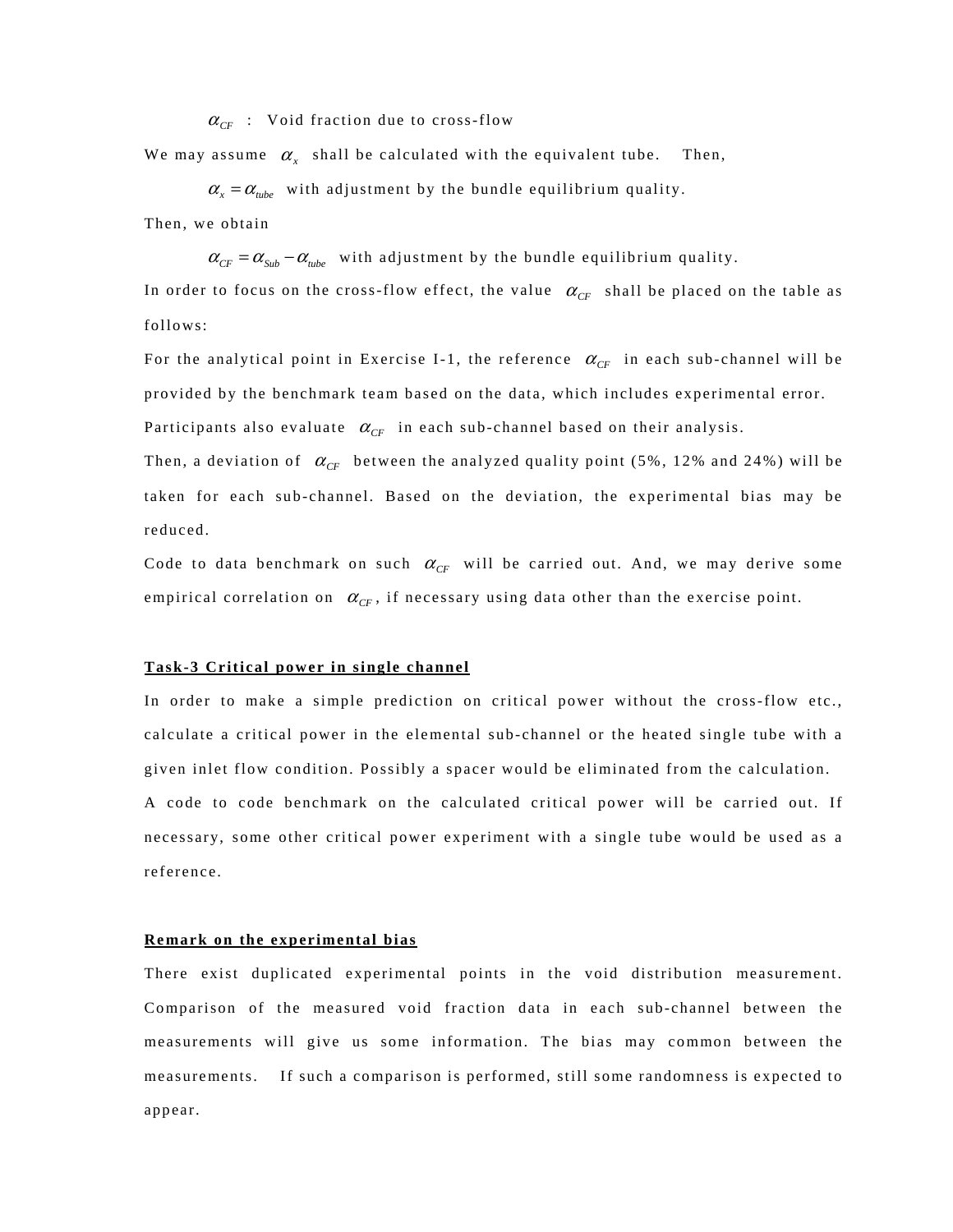$\alpha_{CF}$ : Void fraction due to cross-flow

We may assume $\alpha_x$ shall be calculated with the equivalent tube. Then,

$\alpha_x = \alpha_{tube}$ with adjustment by the bundle equilibrium quality.

Then, we obtain

$\alpha_{CF} = \alpha_{Sub} - \alpha_{tube}$ with adjustment by the bundle equilibrium quality.

In order to focus on the cross-flow effect, the value $\alpha_{CF}$ shall be placed on the table as follows:

For the analytical point in Exercise I-1, the reference $\alpha_{CF}$ in each sub-channel will be provided by the benchmark team based on the data, which includes experimental error.

Participants also evaluate $\alpha_{CF}$ in each sub-channel based on their analysis.

Then, a deviation of $\alpha_{CF}$ between the analyzed quality point (5%, 12% and 24%) will be taken for each sub-channel. Based on the deviation, the experimental bias may be reduced.

Code to data benchmark on such $\alpha_{CF}$ will be carried out. And, we may derive some empirical correlation on $\alpha_{CF}$, if necessary using data other than the exercise point.

**Task-3 Critical power in single channel**

In order to make a simple prediction on critical power without the cross-flow etc., calculate a critical power in the elemental sub-channel or the heated single tube with a given inlet flow condition. Possibly a spacer would be eliminated from the calculation.

A code to code benchmark on the calculated critical power will be carried out. If necessary, some other critical power experiment with a single tube would be used as a reference.

**Remark on the experimental bias**

There exist duplicated experimental points in the void distribution measurement. Comparison of the measured void fraction data in each sub-channel between the measurements will give us some information. The bias may common between the measurements. If such a comparison is performed, still some randomness is expected to appear.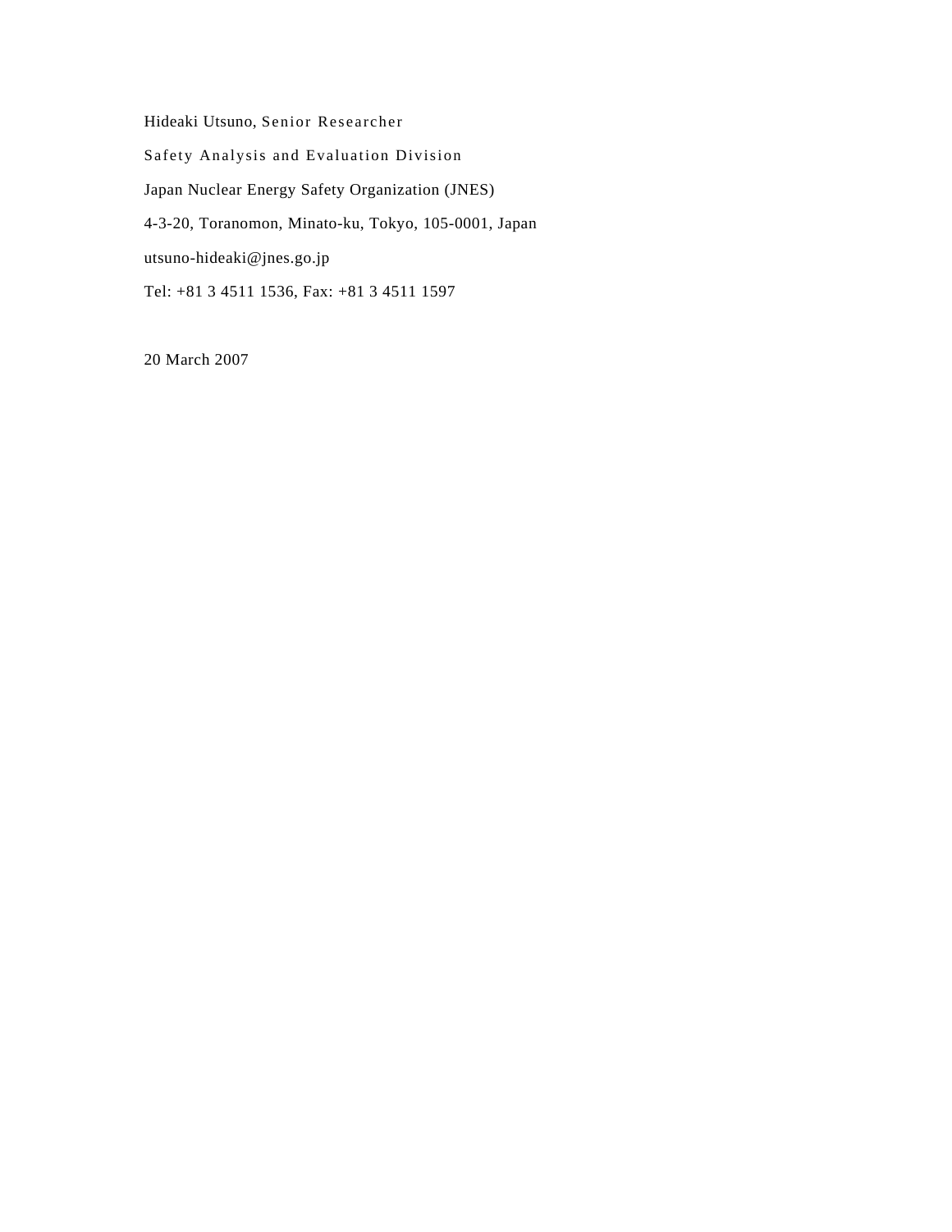Hideaki Utsuno, Senior Researcher

Safety Analysis and Evaluation Division

Japan Nuclear Energy Safety Organization (JNES)

4-3-20, Toranomon, Minato-ku, Tokyo, 105-0001, Japan

utsuno-hideaki@jnes.go.jp

Tel: +81 3 4511 1536, Fax: +81 3 4511 1597

20 March 2007